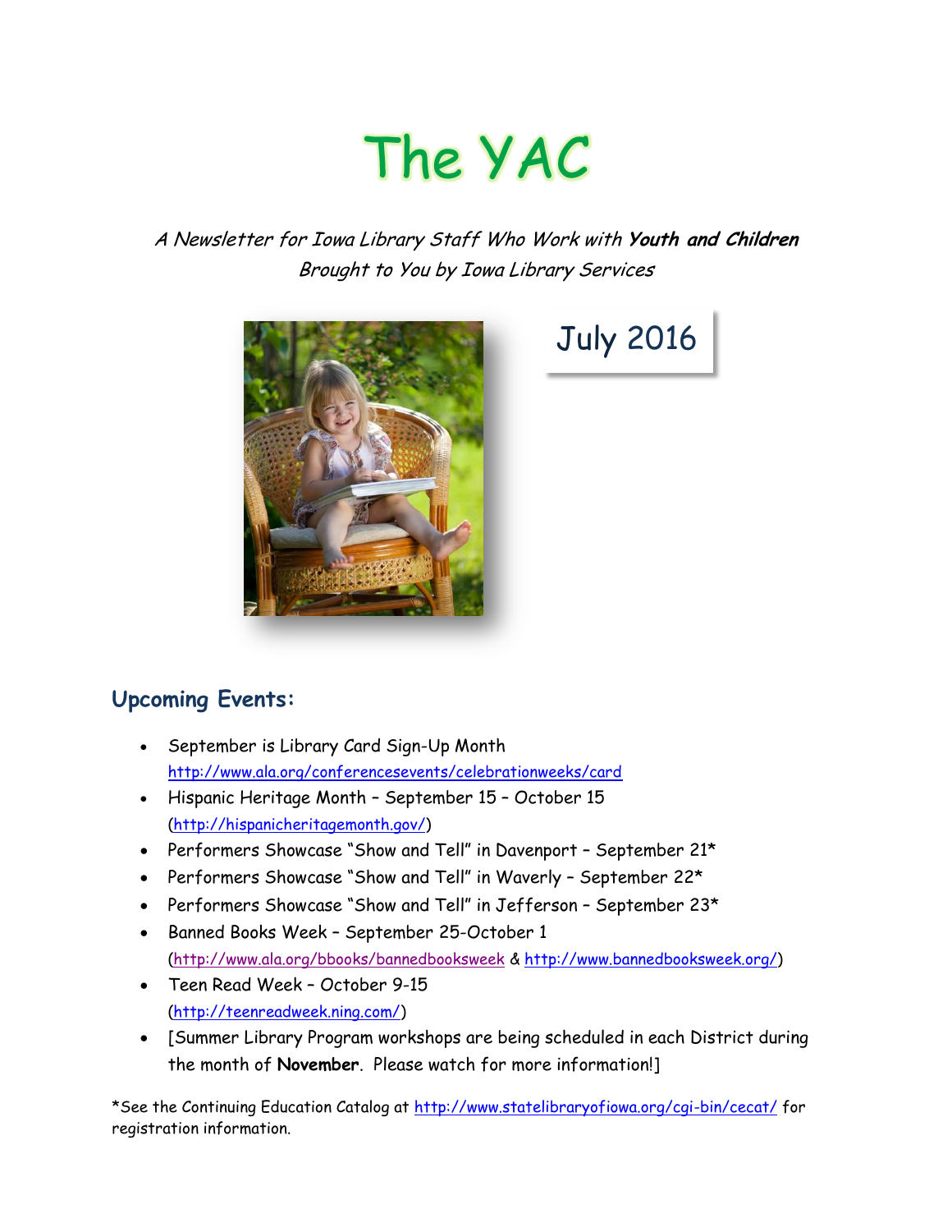# The YAC

*A Newsletter for Iowa Library Staff Who Work with **Youth and Children***
*Brought to You by Iowa Library Services*

July 2016

## Upcoming Events:

- September is Library Card Sign-Up Month http://www.ala.org/conferencesevents/celebrationweeks/card
- Hispanic Heritage Month – September 15 – October 15 (http://hispanicheritagemonth.gov/)
- Performers Showcase "Show and Tell" in Davenport – September 21*
- Performers Showcase "Show and Tell" in Waverly – September 22*
- Performers Showcase "Show and Tell" in Jefferson – September 23*
- Banned Books Week – September 25-October 1 (http://www.ala.org/bbooks/bannedbooksweek & http://www.bannedbooksweek.org/)
- Teen Read Week – October 9-15 (http://teenreadweek.ning.com/)
- [Summer Library Program workshops are being scheduled in each District during the month of **November**. Please watch for more information!]

*See the Continuing Education Catalog at http://www.statelibraryofiowa.org/cgi-bin/cecat/ for registration information.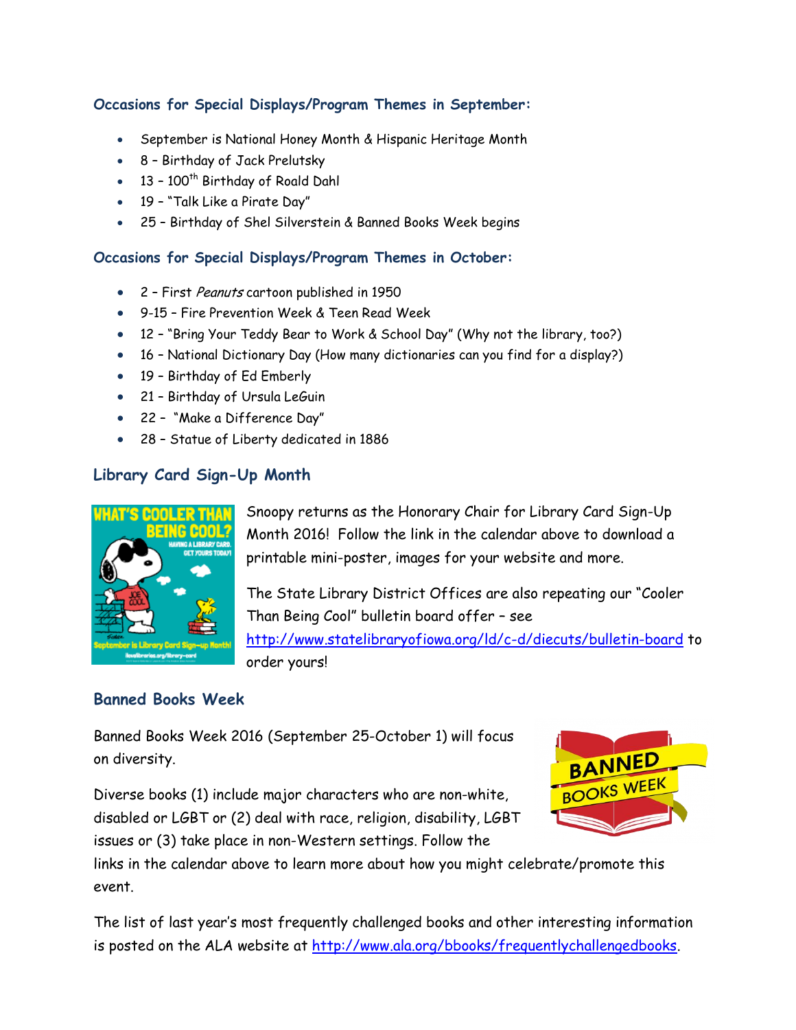### Occasions for Special Displays/Program Themes in September:

- September is National Honey Month & Hispanic Heritage Month
- 8 – Birthday of Jack Prelutsky
- 13 – 100th Birthday of Roald Dahl
- 19 – "Talk Like a Pirate Day"
- 25 – Birthday of Shel Silverstein & Banned Books Week begins

### Occasions for Special Displays/Program Themes in October:

- 2 – First *Peanuts* cartoon published in 1950
- 9-15 – Fire Prevention Week & Teen Read Week
- 12 – "Bring Your Teddy Bear to Work & School Day" (Why not the library, too?)
- 16 – National Dictionary Day (How many dictionaries can you find for a display?)
- 19 – Birthday of Ed Emberly
- 21 – Birthday of Ursula LeGuin
- 22 – "Make a Difference Day"
- 28 – Statue of Liberty dedicated in 1886

### Library Card Sign-Up Month

Snoopy returns as the Honorary Chair for Library Card Sign-Up Month 2016! Follow the link in the calendar above to download a printable mini-poster, images for your website and more.

The State Library District Offices are also repeating our "Cooler Than Being Cool" bulletin board offer – see http://www.statelibraryofiowa.org/ld/c-d/diecuts/bulletin-board to order yours!

### Banned Books Week

Banned Books Week 2016 (September 25-October 1) will focus on diversity.

Diverse books (1) include major characters who are non-white, disabled or LGBT or (2) deal with race, religion, disability, LGBT issues or (3) take place in non-Western settings. Follow the links in the calendar above to learn more about how you might celebrate/promote this event.

The list of last year's most frequently challenged books and other interesting information is posted on the ALA website at http://www.ala.org/bbooks/frequentlychallengedbooks.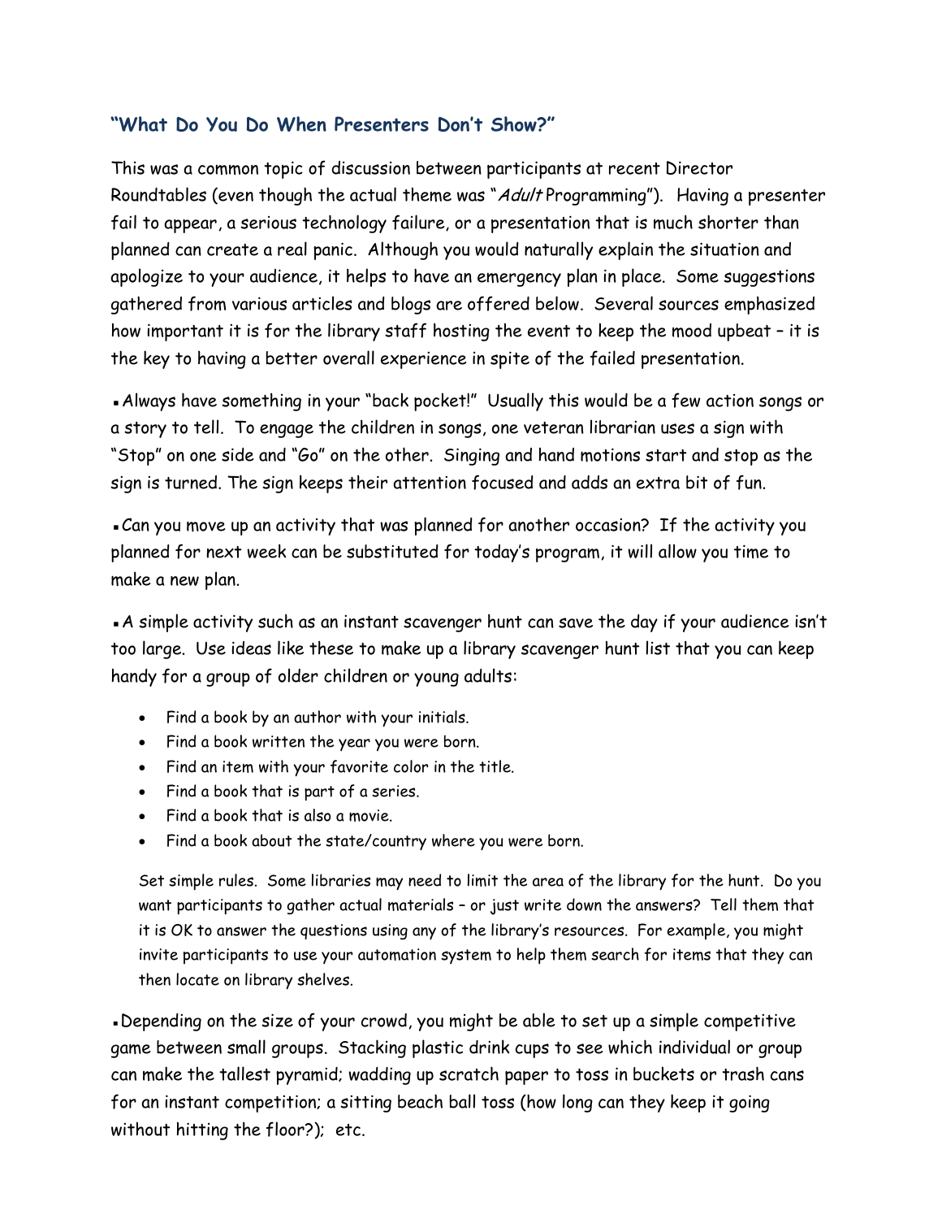## "What Do You Do When Presenters Don't Show?"

This was a common topic of discussion between participants at recent Director Roundtables (even though the actual theme was "*Adult* Programming"). Having a presenter fail to appear, a serious technology failure, or a presentation that is much shorter than planned can create a real panic. Although you would naturally explain the situation and apologize to your audience, it helps to have an emergency plan in place. Some suggestions gathered from various articles and blogs are offered below. Several sources emphasized how important it is for the library staff hosting the event to keep the mood upbeat – it is the key to having a better overall experience in spite of the failed presentation.

▪ Always have something in your "back pocket!" Usually this would be a few action songs or a story to tell. To engage the children in songs, one veteran librarian uses a sign with "Stop" on one side and "Go" on the other. Singing and hand motions start and stop as the sign is turned. The sign keeps their attention focused and adds an extra bit of fun.

▪ Can you move up an activity that was planned for another occasion? If the activity you planned for next week can be substituted for today's program, it will allow you time to make a new plan.

▪ A simple activity such as an instant scavenger hunt can save the day if your audience isn't too large. Use ideas like these to make up a library scavenger hunt list that you can keep handy for a group of older children or young adults:

- Find a book by an author with your initials.
- Find a book written the year you were born.
- Find an item with your favorite color in the title.
- Find a book that is part of a series.
- Find a book that is also a movie.
- Find a book about the state/country where you were born.

Set simple rules. Some libraries may need to limit the area of the library for the hunt. Do you want participants to gather actual materials – or just write down the answers? Tell them that it is OK to answer the questions using any of the library's resources. For example, you might invite participants to use your automation system to help them search for items that they can then locate on library shelves.

▪ Depending on the size of your crowd, you might be able to set up a simple competitive game between small groups. Stacking plastic drink cups to see which individual or group can make the tallest pyramid; wadding up scratch paper to toss in buckets or trash cans for an instant competition; a sitting beach ball toss (how long can they keep it going without hitting the floor?); etc.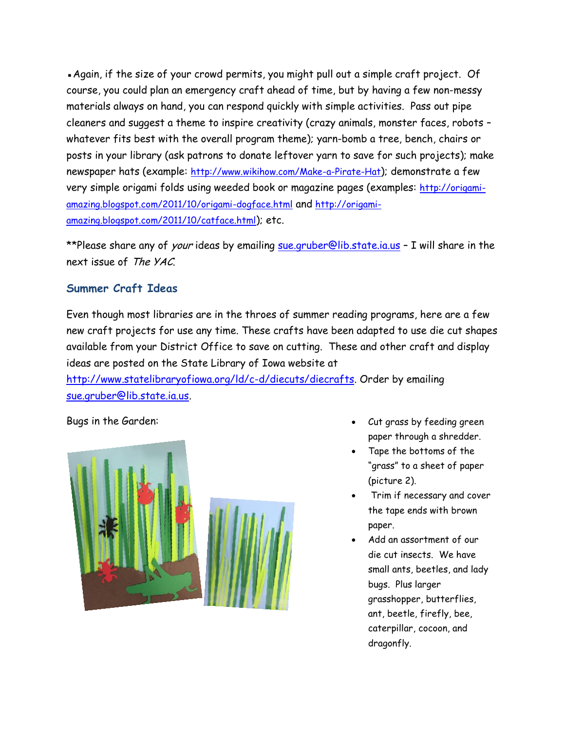- Again, if the size of your crowd permits, you might pull out a simple craft project. Of course, you could plan an emergency craft ahead of time, but by having a few non-messy materials always on hand, you can respond quickly with simple activities. Pass out pipe cleaners and suggest a theme to inspire creativity (crazy animals, monster faces, robots – whatever fits best with the overall program theme); yarn-bomb a tree, bench, chairs or posts in your library (ask patrons to donate leftover yarn to save for such projects); make newspaper hats (example: http://www.wikihow.com/Make-a-Pirate-Hat); demonstrate a few very simple origami folds using weeded book or magazine pages (examples: http://origami-amazing.blogspot.com/2011/10/origami-dogface.html and http://origami-amazing.blogspot.com/2011/10/catface.html); etc.

**Please share any of *your* ideas by emailing sue.gruber@lib.state.ia.us – I will share in the next issue of *The YAC*.

## Summer Craft Ideas

Even though most libraries are in the throes of summer reading programs, here are a few new craft projects for use any time. These crafts have been adapted to use die cut shapes available from your District Office to save on cutting. These and other craft and display ideas are posted on the State Library of Iowa website at http://www.statelibraryofiowa.org/ld/c-d/diecuts/diecrafts. Order by emailing sue.gruber@lib.state.ia.us.

Bugs in the Garden:

- Cut grass by feeding green paper through a shredder.
- Tape the bottoms of the "grass" to a sheet of paper (picture 2).
- Trim if necessary and cover the tape ends with brown paper.
- Add an assortment of our die cut insects. We have small ants, beetles, and lady bugs. Plus larger grasshopper, butterflies, ant, beetle, firefly, bee, caterpillar, cocoon, and dragonfly.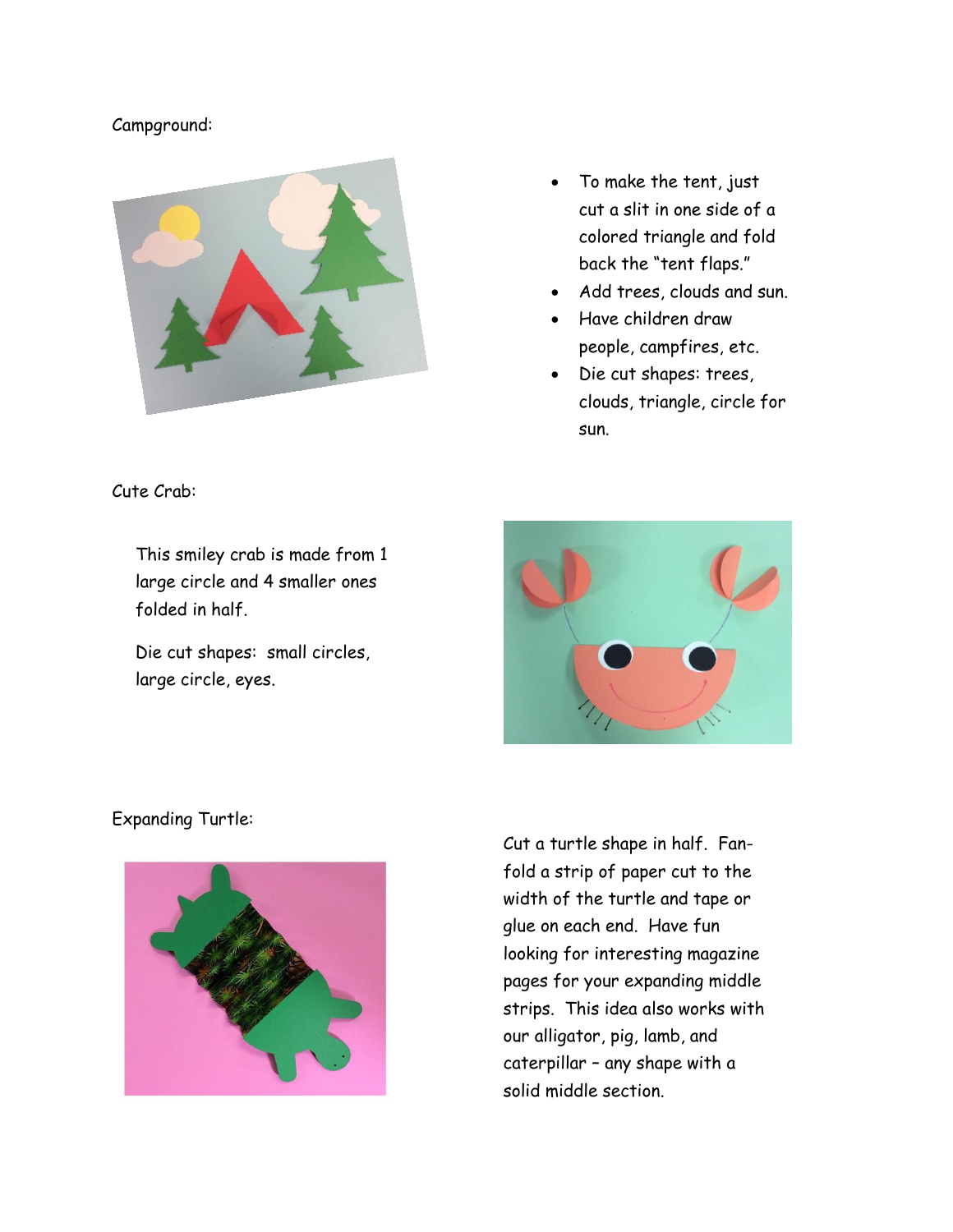Campground:

- To make the tent, just cut a slit in one side of a colored triangle and fold back the "tent flaps."
- Add trees, clouds and sun.
- Have children draw people, campfires, etc.
- Die cut shapes: trees, clouds, triangle, circle for sun.

Cute Crab:

This smiley crab is made from 1 large circle and 4 smaller ones folded in half.

Die cut shapes: small circles, large circle, eyes.

Expanding Turtle:

Cut a turtle shape in half. Fan-fold a strip of paper cut to the width of the turtle and tape or glue on each end. Have fun looking for interesting magazine pages for your expanding middle strips. This idea also works with our alligator, pig, lamb, and caterpillar – any shape with a solid middle section.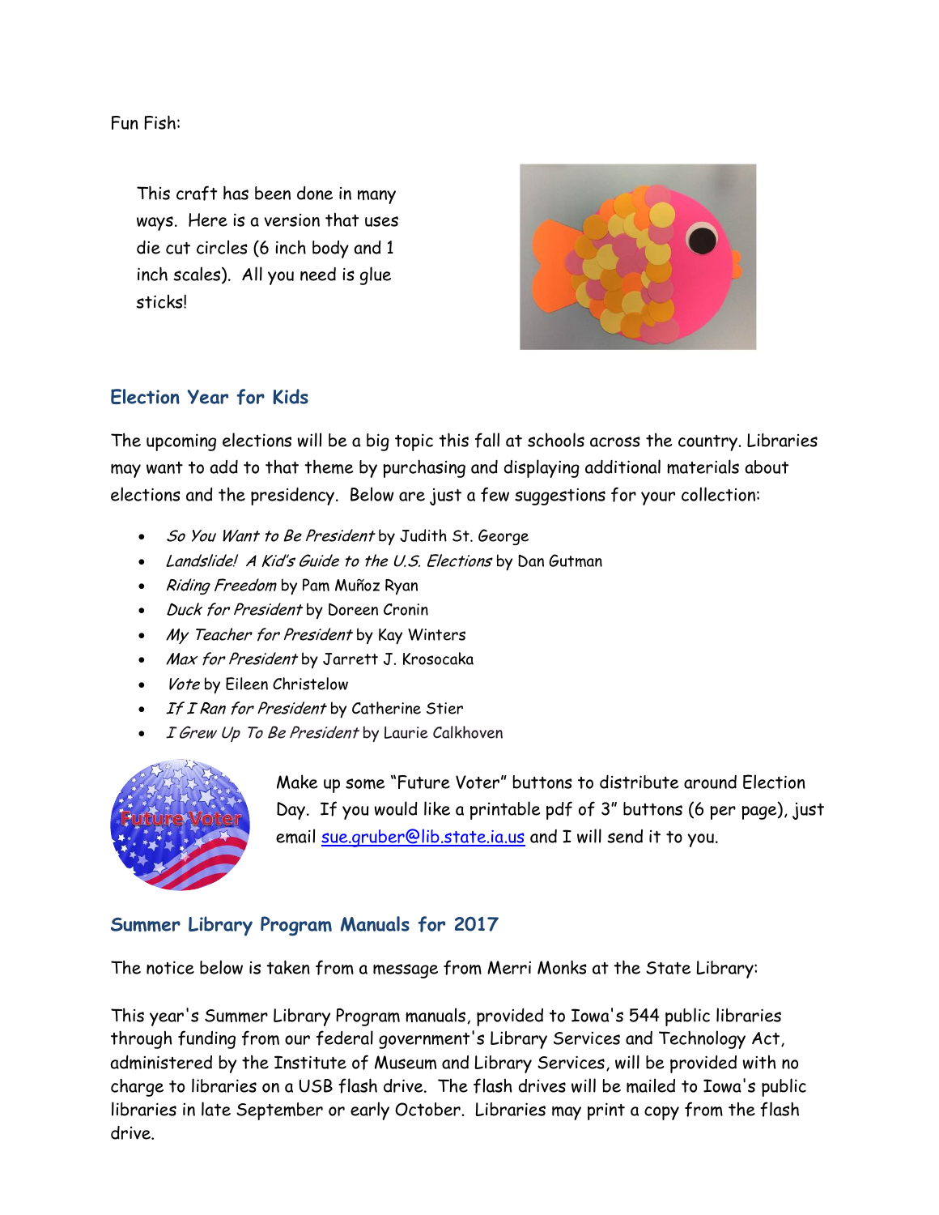Fun Fish:

This craft has been done in many ways. Here is a version that uses die cut circles (6 inch body and 1 inch scales). All you need is glue sticks!

## Election Year for Kids

The upcoming elections will be a big topic this fall at schools across the country. Libraries may want to add to that theme by purchasing and displaying additional materials about elections and the presidency. Below are just a few suggestions for your collection:

- *So You Want to Be President* by Judith St. George
- *Landslide! A Kid's Guide to the U.S. Elections* by Dan Gutman
- *Riding Freedom* by Pam Muñoz Ryan
- *Duck for President* by Doreen Cronin
- *My Teacher for President* by Kay Winters
- *Max for President* by Jarrett J. Krosocaka
- *Vote* by Eileen Christelow
- *If I Ran for President* by Catherine Stier
- *I Grew Up To Be President* by Laurie Calkhoven

Make up some "Future Voter" buttons to distribute around Election Day. If you would like a printable pdf of 3" buttons (6 per page), just email sue.gruber@lib.state.ia.us and I will send it to you.

## Summer Library Program Manuals for 2017

The notice below is taken from a message from Merri Monks at the State Library:

This year's Summer Library Program manuals, provided to Iowa's 544 public libraries through funding from our federal government's Library Services and Technology Act, administered by the Institute of Museum and Library Services, will be provided with no charge to libraries on a USB flash drive. The flash drives will be mailed to Iowa's public libraries in late September or early October. Libraries may print a copy from the flash drive.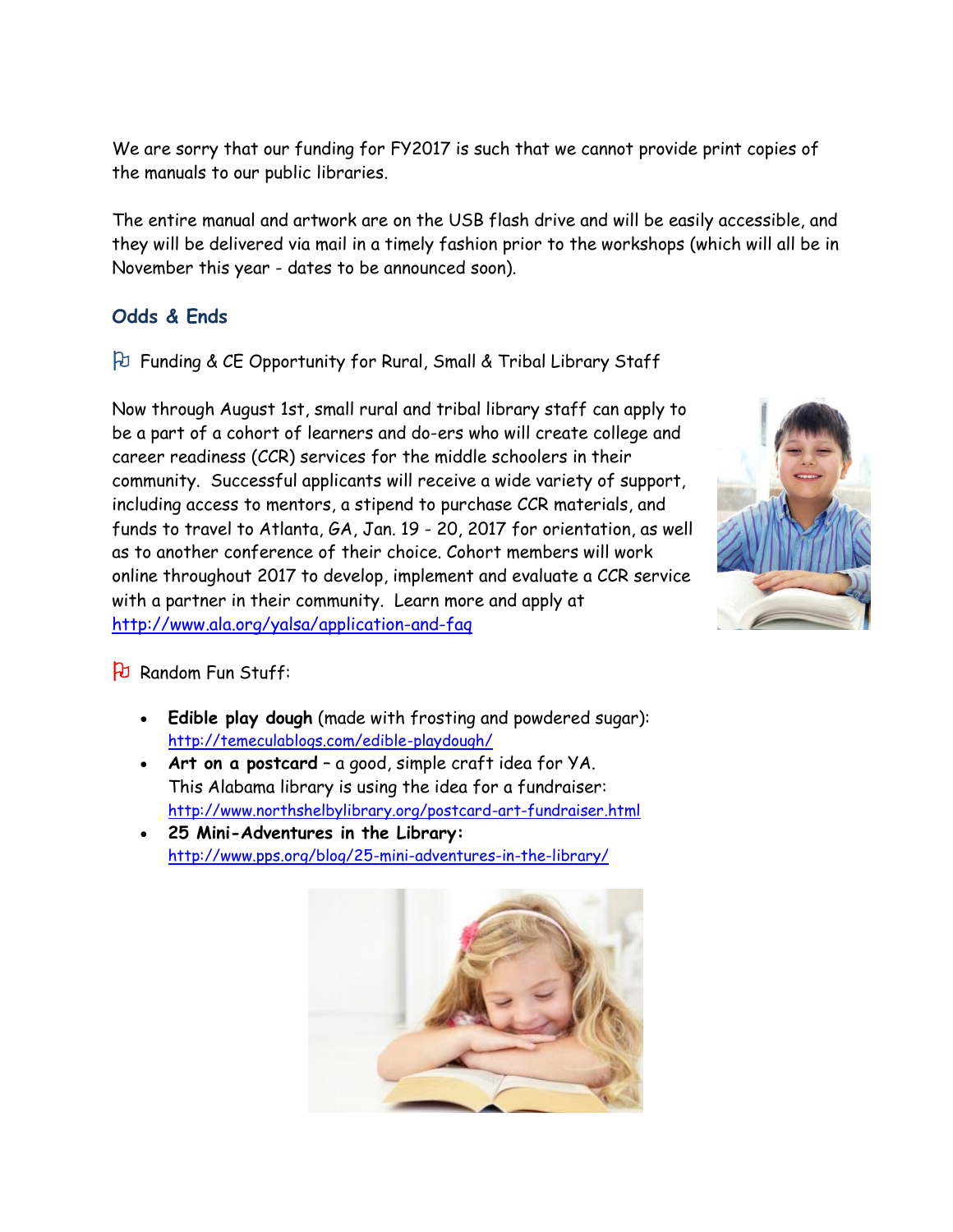We are sorry that our funding for FY2017 is such that we cannot provide print copies of the manuals to our public libraries.

The entire manual and artwork are on the USB flash drive and will be easily accessible, and they will be delivered via mail in a timely fashion prior to the workshops (which will all be in November this year - dates to be announced soon).

## Odds & Ends

Funding & CE Opportunity for Rural, Small & Tribal Library Staff

Now through August 1st, small rural and tribal library staff can apply to be a part of a cohort of learners and do-ers who will create college and career readiness (CCR) services for the middle schoolers in their community. Successful applicants will receive a wide variety of support, including access to mentors, a stipend to purchase CCR materials, and funds to travel to Atlanta, GA, Jan. 19 - 20, 2017 for orientation, as well as to another conference of their choice. Cohort members will work online throughout 2017 to develop, implement and evaluate a CCR service with a partner in their community. Learn more and apply at http://www.ala.org/yalsa/application-and-faq

Random Fun Stuff:

- **Edible play dough** (made with frosting and powdered sugar): http://temeculablogs.com/edible-playdough/
- **Art on a postcard** – a good, simple craft idea for YA. This Alabama library is using the idea for a fundraiser: http://www.northshelbylibrary.org/postcard-art-fundraiser.html
- **25 Mini-Adventures in the Library:** http://www.pps.org/blog/25-mini-adventures-in-the-library/